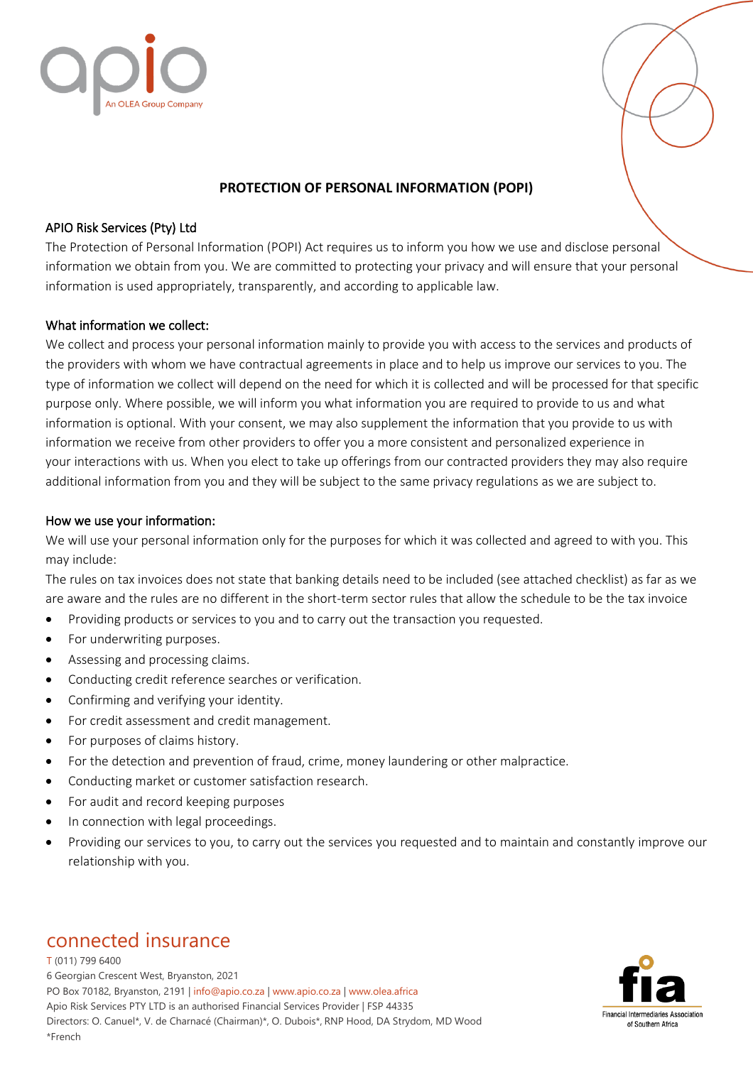# PROTECTION OF PERSONAL INFORMATION (POPI)

## APIO Risk Services (Pty) Ltd

The Protection of Personal Information (POPI) Act requires us to inform you how we use and disclose personal information we obtain from you. We are committed to protecting your privacy and will ensure that your personal information is used appropriately, transparently, and according to applicable law.

## What information we collect:

We collect and process your personal information mainly to provide you with access to the services and products of the providers with whom we have contractual agreements in place and to help us improve our services to you. The type of information we collect will depend on the need for which it is collected and will be processed for that specific purpose only. Where possible, we will inform you what information you are required to provide to us and what information is optional. With your consent, we may also supplement the information that you provide to us with information we receive from other providers to offer you a more consistent and personalized experience in your interactions with us. When you elect to take up offerings from our contracted providers they may also require additional information from you and they will be subject to the same privacy regulations as we are subject to.

## How we use your information:

We will use your personal information only for the purposes for which it was collected and agreed to with you. This may include:

The rules on tax invoices does not state that banking details need to be included (see attached checklist) as far as we are aware and the rules are no different in the short-term sector rules that allow the schedule to be the tax invoice

- Providing products or services to you and to carry out the transaction you requested.
- For underwriting purposes.
- Assessing and processing claims.
- Conducting credit reference searches or verification.
- Confirming and verifying your identity.
- For credit assessment and credit management.
- For purposes of claims history.
- For the detection and prevention of fraud, crime, money laundering or other malpractice.
- Conducting market or customer satisfaction research.
- For audit and record keeping purposes
- In connection with legal proceedings.
- Providing our services to you, to carry out the services you requested and to maintain and constantly improve our relationship with you.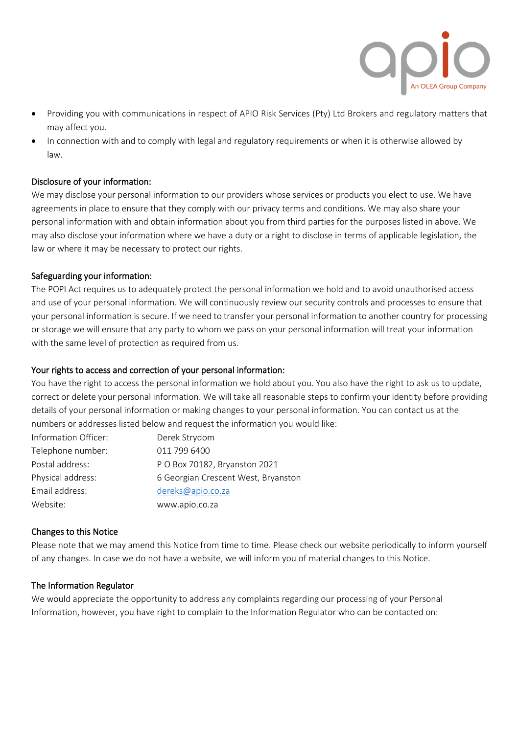- Providing you with communications in respect of APIO Risk Services (Pty) Ltd Brokers and regulatory matters that may affect you.
- In connection with and to comply with legal and regulatory requirements or when it is otherwise allowed by law.

## Disclosure of your information:

We may disclose your personal information to our providers whose services or products you elect to use. We have agreements in place to ensure that they comply with our privacy terms and conditions. We may also share your personal information with and obtain information about you from third parties for the purposes listed in above. We may also disclose your information where we have a duty or a right to disclose in terms of applicable legislation, the law or where it may be necessary to protect our rights.

## Safeguarding your information:

The POPI Act requires us to adequately protect the personal information we hold and to avoid unauthorised access and use of your personal information. We will continuously review our security controls and processes to ensure that your personal information is secure. If we need to transfer your personal information to another country for processing or storage we will ensure that any party to whom we pass on your personal information will treat your information with the same level of protection as required from us.

## Your rights to access and correction of your personal information:

You have the right to access the personal information we hold about you. You also have the right to ask us to update, correct or delete your personal information. We will take all reasonable steps to confirm your identity before providing details of your personal information or making changes to your personal information. You can contact us at the numbers or addresses listed below and request the information you would like:

| | |
|---|---|
| Information Officer: | Derek Strydom |
| Telephone number: | 011 799 6400 |
| Postal address: | P O Box 70182, Bryanston 2021 |
| Physical address: | 6 Georgian Crescent West, Bryanston |
| Email address: | dereks@apio.co.za |
| Website: | www.apio.co.za |

## Changes to this Notice

Please note that we may amend this Notice from time to time. Please check our website periodically to inform yourself of any changes. In case we do not have a website, we will inform you of material changes to this Notice.

## The Information Regulator

We would appreciate the opportunity to address any complaints regarding our processing of your Personal Information, however, you have right to complain to the Information Regulator who can be contacted on: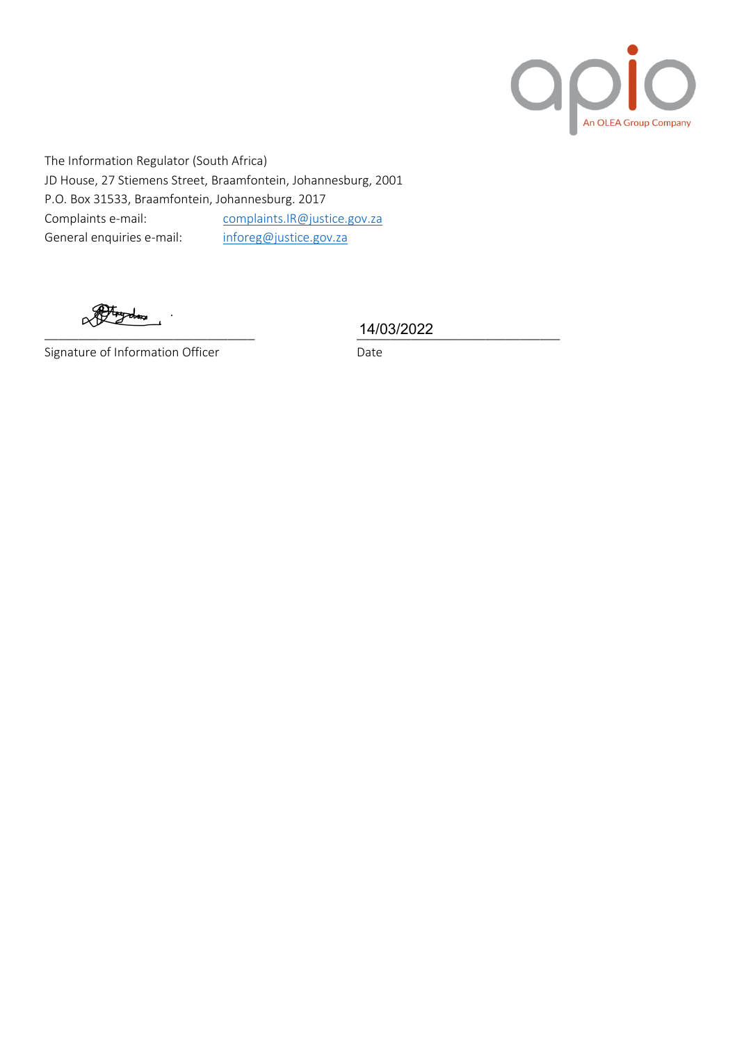apio
An OLEA Group Company

The Information Regulator (South Africa)
JD House, 27 Stiemens Street, Braamfontein, Johannesburg, 2001
P.O. Box 31533, Braamfontein, Johannesburg. 2017

Complaints e-mail: complaints.IR@justice.gov.za
General enquiries e-mail: inforeg@justice.gov.za

_______________________________ 14/03/2022
Signature of Information Officer Date